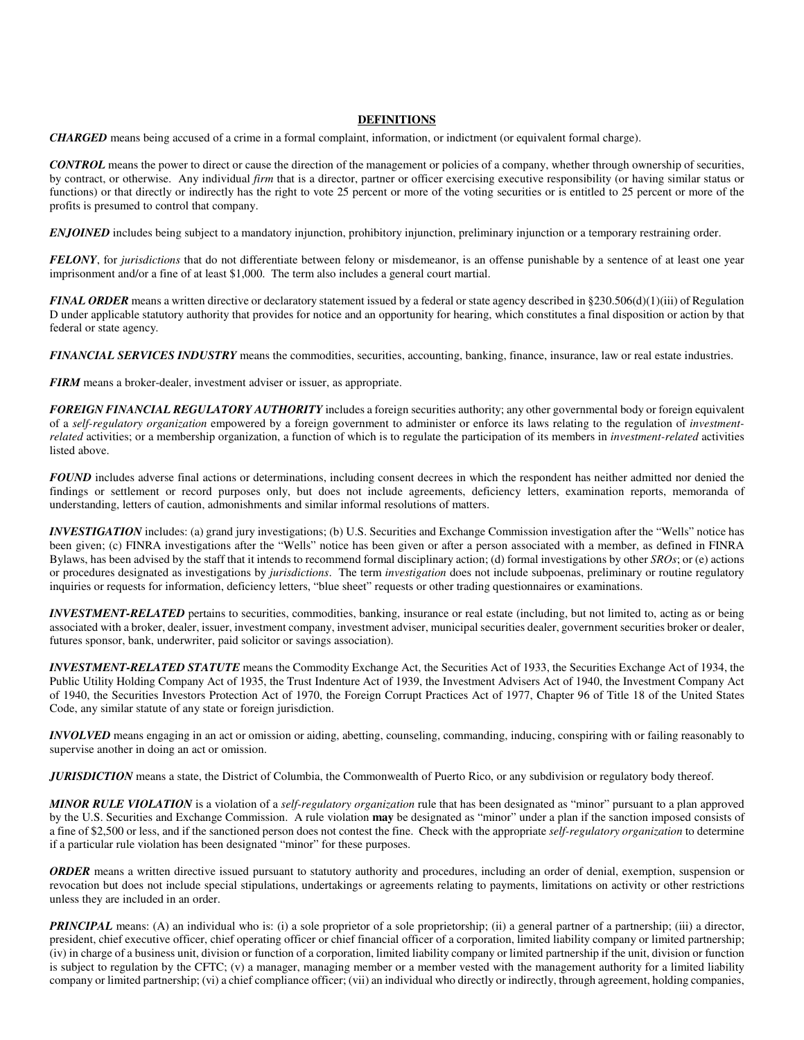## DEFINITIONS

***CHARGED*** means being accused of a crime in a formal complaint, information, or indictment (or equivalent formal charge).

***CONTROL*** means the power to direct or cause the direction of the management or policies of a company, whether through ownership of securities, by contract, or otherwise. Any individual *firm* that is a director, partner or officer exercising executive responsibility (or having similar status or functions) or that directly or indirectly has the right to vote 25 percent or more of the voting securities or is entitled to 25 percent or more of the profits is presumed to control that company.

***ENJOINED*** includes being subject to a mandatory injunction, prohibitory injunction, preliminary injunction or a temporary restraining order.

***FELONY***, for *jurisdictions* that do not differentiate between felony or misdemeanor, is an offense punishable by a sentence of at least one year imprisonment and/or a fine of at least $1,000. The term also includes a general court martial.

***FINAL ORDER*** means a written directive or declaratory statement issued by a federal or state agency described in §230.506(d)(1)(iii) of Regulation D under applicable statutory authority that provides for notice and an opportunity for hearing, which constitutes a final disposition or action by that federal or state agency.

***FINANCIAL SERVICES INDUSTRY*** means the commodities, securities, accounting, banking, finance, insurance, law or real estate industries.

***FIRM*** means a broker-dealer, investment adviser or issuer, as appropriate.

***FOREIGN FINANCIAL REGULATORY AUTHORITY*** includes a foreign securities authority; any other governmental body or foreign equivalent of a *self-regulatory organization* empowered by a foreign government to administer or enforce its laws relating to the regulation of *investment-related* activities; or a membership organization, a function of which is to regulate the participation of its members in *investment-related* activities listed above.

***FOUND*** includes adverse final actions or determinations, including consent decrees in which the respondent has neither admitted nor denied the findings or settlement or record purposes only, but does not include agreements, deficiency letters, examination reports, memoranda of understanding, letters of caution, admonishments and similar informal resolutions of matters.

***INVESTIGATION*** includes: (a) grand jury investigations; (b) U.S. Securities and Exchange Commission investigation after the "Wells" notice has been given; (c) FINRA investigations after the "Wells" notice has been given or after a person associated with a member, as defined in FINRA Bylaws, has been advised by the staff that it intends to recommend formal disciplinary action; (d) formal investigations by other *SROs*; or (e) actions or procedures designated as investigations by *jurisdictions*. The term *investigation* does not include subpoenas, preliminary or routine regulatory inquiries or requests for information, deficiency letters, "blue sheet" requests or other trading questionnaires or examinations.

***INVESTMENT-RELATED*** pertains to securities, commodities, banking, insurance or real estate (including, but not limited to, acting as or being associated with a broker, dealer, issuer, investment company, investment adviser, municipal securities dealer, government securities broker or dealer, futures sponsor, bank, underwriter, paid solicitor or savings association).

***INVESTMENT-RELATED STATUTE*** means the Commodity Exchange Act, the Securities Act of 1933, the Securities Exchange Act of 1934, the Public Utility Holding Company Act of 1935, the Trust Indenture Act of 1939, the Investment Advisers Act of 1940, the Investment Company Act of 1940, the Securities Investors Protection Act of 1970, the Foreign Corrupt Practices Act of 1977, Chapter 96 of Title 18 of the United States Code, any similar statute of any state or foreign jurisdiction.

***INVOLVED*** means engaging in an act or omission or aiding, abetting, counseling, commanding, inducing, conspiring with or failing reasonably to supervise another in doing an act or omission.

***JURISDICTION*** means a state, the District of Columbia, the Commonwealth of Puerto Rico, or any subdivision or regulatory body thereof.

***MINOR RULE VIOLATION*** is a violation of a *self-regulatory organization* rule that has been designated as "minor" pursuant to a plan approved by the U.S. Securities and Exchange Commission. A rule violation **may** be designated as "minor" under a plan if the sanction imposed consists of a fine of $2,500 or less, and if the sanctioned person does not contest the fine. Check with the appropriate *self-regulatory organization* to determine if a particular rule violation has been designated "minor" for these purposes.

***ORDER*** means a written directive issued pursuant to statutory authority and procedures, including an order of denial, exemption, suspension or revocation but does not include special stipulations, undertakings or agreements relating to payments, limitations on activity or other restrictions unless they are included in an order.

***PRINCIPAL*** means: (A) an individual who is: (i) a sole proprietor of a sole proprietorship; (ii) a general partner of a partnership; (iii) a director, president, chief executive officer, chief operating officer or chief financial officer of a corporation, limited liability company or limited partnership; (iv) in charge of a business unit, division or function of a corporation, limited liability company or limited partnership if the unit, division or function is subject to regulation by the CFTC; (v) a manager, managing member or a member vested with the management authority for a limited liability company or limited partnership; (vi) a chief compliance officer; (vii) an individual who directly or indirectly, through agreement, holding companies,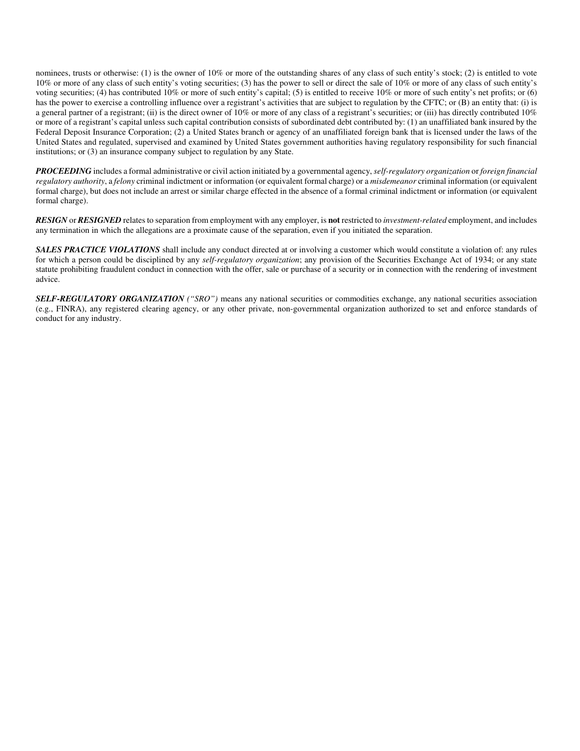nominees, trusts or otherwise: (1) is the owner of 10% or more of the outstanding shares of any class of such entity's stock; (2) is entitled to vote 10% or more of any class of such entity's voting securities; (3) has the power to sell or direct the sale of 10% or more of any class of such entity's voting securities; (4) has contributed 10% or more of such entity's capital; (5) is entitled to receive 10% or more of such entity's net profits; or (6) has the power to exercise a controlling influence over a registrant's activities that are subject to regulation by the CFTC; or (B) an entity that: (i) is a general partner of a registrant; (ii) is the direct owner of 10% or more of any class of a registrant's securities; or (iii) has directly contributed 10% or more of a registrant's capital unless such capital contribution consists of subordinated debt contributed by: (1) an unaffiliated bank insured by the Federal Deposit Insurance Corporation; (2) a United States branch or agency of an unaffiliated foreign bank that is licensed under the laws of the United States and regulated, supervised and examined by United States government authorities having regulatory responsibility for such financial institutions; or (3) an insurance company subject to regulation by any State.

***PROCEEDING*** includes a formal administrative or civil action initiated by a governmental agency, *self-regulatory organization* or *foreign financial regulatory authority*, a *felony* criminal indictment or information (or equivalent formal charge) or a *misdemeanor* criminal information (or equivalent formal charge), but does not include an arrest or similar charge effected in the absence of a formal criminal indictment or information (or equivalent formal charge).

***RESIGN*** or ***RESIGNED*** relates to separation from employment with any employer, is **not** restricted to *investment-related* employment, and includes any termination in which the allegations are a proximate cause of the separation, even if you initiated the separation.

***SALES PRACTICE VIOLATIONS*** shall include any conduct directed at or involving a customer which would constitute a violation of: any rules for which a person could be disciplined by any *self-regulatory organization*; any provision of the Securities Exchange Act of 1934; or any state statute prohibiting fraudulent conduct in connection with the offer, sale or purchase of a security or in connection with the rendering of investment advice.

***SELF-REGULATORY ORGANIZATION*** *("SRO")* means any national securities or commodities exchange, any national securities association (e.g., FINRA), any registered clearing agency, or any other private, non-governmental organization authorized to set and enforce standards of conduct for any industry.